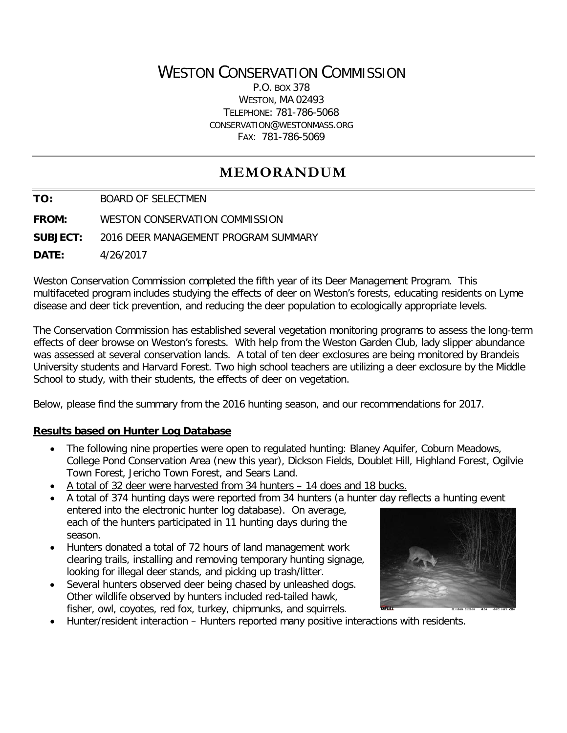# WESTON CONSERVATION COMMISSION

P.O. BOX 378
WESTON, MA 02493
TELEPHONE: 781-786-5068
CONSERVATION@WESTONMASS.ORG
FAX: 781-786-5069

## MEMORANDUM

**TO:** BOARD OF SELECTMEN

**FROM:** WESTON CONSERVATION COMMISSION

**SUBJECT:** 2016 DEER MANAGEMENT PROGRAM SUMMARY

**DATE:** 4/26/2017

Weston Conservation Commission completed the fifth year of its Deer Management Program. This multifaceted program includes studying the effects of deer on Weston's forests, educating residents on Lyme disease and deer tick prevention, and reducing the deer population to ecologically appropriate levels.

The Conservation Commission has established several vegetation monitoring programs to assess the long-term effects of deer browse on Weston's forests. With help from the Weston Garden Club, lady slipper abundance was assessed at several conservation lands. A total of ten deer exclosures are being monitored by Brandeis University students and Harvard Forest. Two high school teachers are utilizing a deer exclosure by the Middle School to study, with their students, the effects of deer on vegetation.

Below, please find the summary from the 2016 hunting season, and our recommendations for 2017.

### Results based on Hunter Log Database

- The following nine properties were open to regulated hunting: Blaney Aquifer, Coburn Meadows, College Pond Conservation Area (new this year), Dickson Fields, Doublet Hill, Highland Forest, Ogilvie Town Forest, Jericho Town Forest, and Sears Land.
- A total of 32 deer were harvested from 34 hunters – 14 does and 18 bucks.
- A total of 374 hunting days were reported from 34 hunters (a hunter day reflects a hunting event entered into the electronic hunter log database). On average, each of the hunters participated in 11 hunting days during the season.
- Hunters donated a total of 72 hours of land management work clearing trails, installing and removing temporary hunting signage, looking for illegal deer stands, and picking up trash/litter.
- Several hunters observed deer being chased by unleashed dogs. Other wildlife observed by hunters included red-tailed hawk, fisher, owl, coyotes, red fox, turkey, chipmunks, and squirrels.
- Hunter/resident interaction – Hunters reported many positive interactions with residents.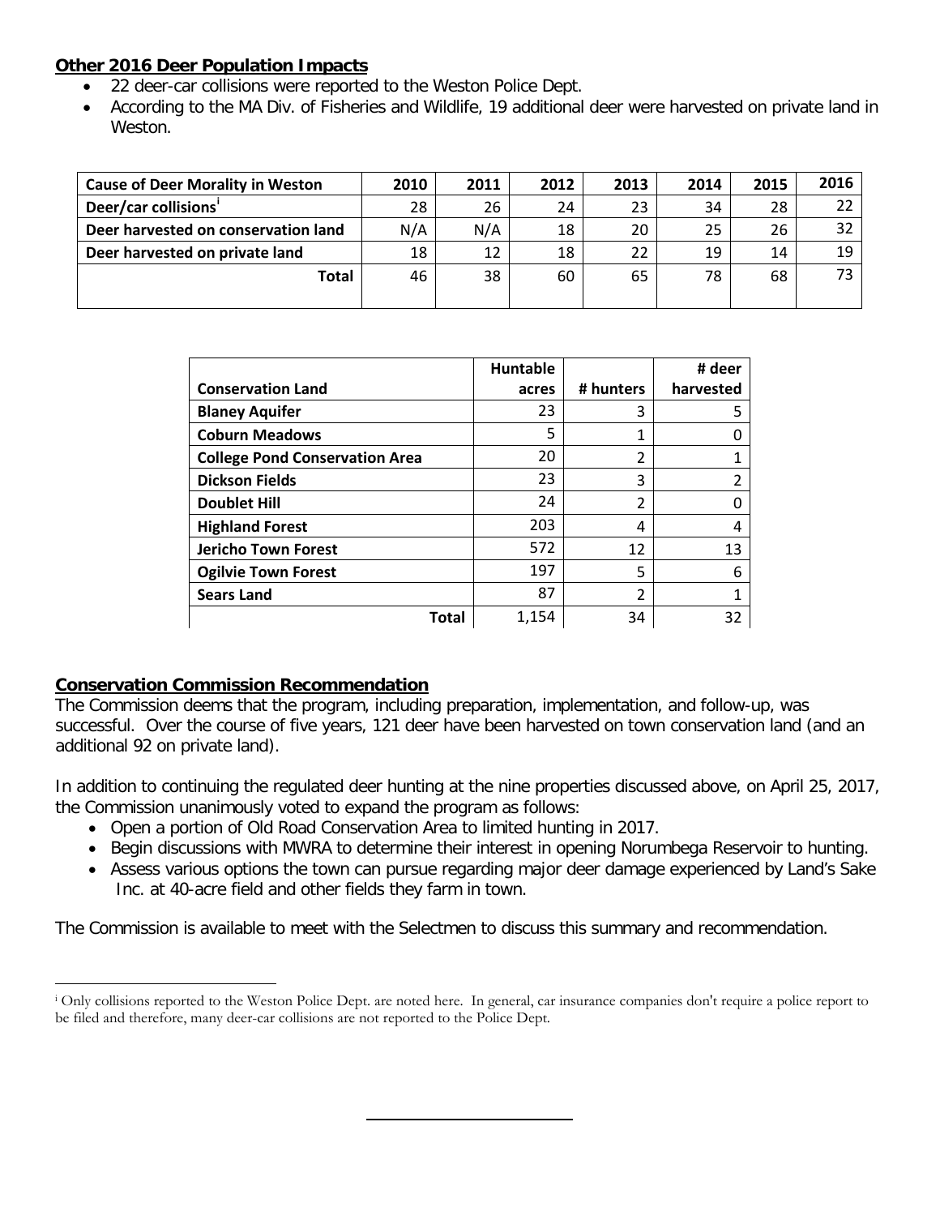**Other 2016 Deer Population Impacts**

- 22 deer-car collisions were reported to the Weston Police Dept.
- According to the MA Div. of Fisheries and Wildlife, 19 additional deer were harvested on private land in Weston.

| Cause of Deer Morality in Weston | 2010 | 2011 | 2012 | 2013 | 2014 | 2015 | 2016 |
|---|---|---|---|---|---|---|---|
| Deer/car collisions[i] | 28 | 26 | 24 | 23 | 34 | 28 | 22 |
| Deer harvested on conservation land | N/A | N/A | 18 | 20 | 25 | 26 | 32 |
| Deer harvested on private land | 18 | 12 | 18 | 22 | 19 | 14 | 19 |
| Total | 46 | 38 | 60 | 65 | 78 | 68 | 73 |

| Conservation Land | Huntable acres | # hunters | # deer harvested |
|---|---|---|---|
| Blaney Aquifer | 23 | 3 | 5 |
| Coburn Meadows | 5 | 1 | 0 |
| College Pond Conservation Area | 20 | 2 | 1 |
| Dickson Fields | 23 | 3 | 2 |
| Doublet Hill | 24 | 2 | 0 |
| Highland Forest | 203 | 4 | 4 |
| Jericho Town Forest | 572 | 12 | 13 |
| Ogilvie Town Forest | 197 | 5 | 6 |
| Sears Land | 87 | 2 | 1 |
| Total | 1,154 | 34 | 32 |

**Conservation Commission Recommendation**

The Commission deems that the program, including preparation, implementation, and follow-up, was successful. Over the course of five years, 121 deer have been harvested on town conservation land (and an additional 92 on private land).

In addition to continuing the regulated deer hunting at the nine properties discussed above, on April 25, 2017, the Commission unanimously voted to expand the program as follows:

- Open a portion of Old Road Conservation Area to limited hunting in 2017.
- Begin discussions with MWRA to determine their interest in opening Norumbega Reservoir to hunting.
- Assess various options the town can pursue regarding major deer damage experienced by Land's Sake Inc. at 40-acre field and other fields they farm in town.

The Commission is available to meet with the Selectmen to discuss this summary and recommendation.

[i] Only collisions reported to the Weston Police Dept. are noted here. In general, car insurance companies don't require a police report to be filed and therefore, many deer-car collisions are not reported to the Police Dept.